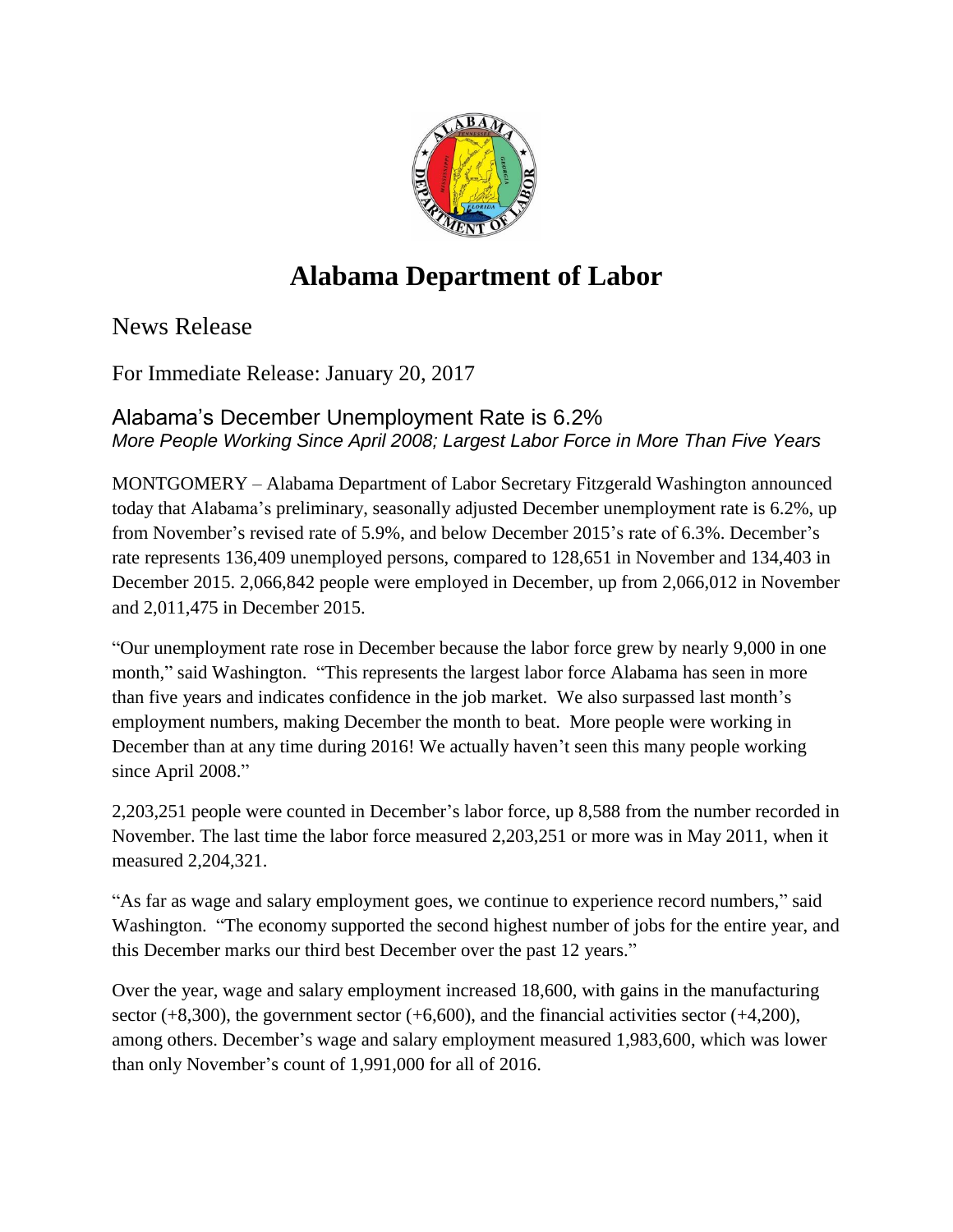# Alabama Department of Labor

## News Release

For Immediate Release: January 20, 2017

### Alabama's December Unemployment Rate is 6.2%

*More People Working Since April 2008; Largest Labor Force in More Than Five Years*

MONTGOMERY – Alabama Department of Labor Secretary Fitzgerald Washington announced today that Alabama's preliminary, seasonally adjusted December unemployment rate is 6.2%, up from November's revised rate of 5.9%, and below December 2015's rate of 6.3%. December's rate represents 136,409 unemployed persons, compared to 128,651 in November and 134,403 in December 2015. 2,066,842 people were employed in December, up from 2,066,012 in November and 2,011,475 in December 2015.

"Our unemployment rate rose in December because the labor force grew by nearly 9,000 in one month," said Washington. "This represents the largest labor force Alabama has seen in more than five years and indicates confidence in the job market. We also surpassed last month's employment numbers, making December the month to beat. More people were working in December than at any time during 2016! We actually haven't seen this many people working since April 2008."

2,203,251 people were counted in December's labor force, up 8,588 from the number recorded in November. The last time the labor force measured 2,203,251 or more was in May 2011, when it measured 2,204,321.

"As far as wage and salary employment goes, we continue to experience record numbers," said Washington. "The economy supported the second highest number of jobs for the entire year, and this December marks our third best December over the past 12 years."

Over the year, wage and salary employment increased 18,600, with gains in the manufacturing sector (+8,300), the government sector (+6,600), and the financial activities sector (+4,200), among others. December's wage and salary employment measured 1,983,600, which was lower than only November's count of 1,991,000 for all of 2016.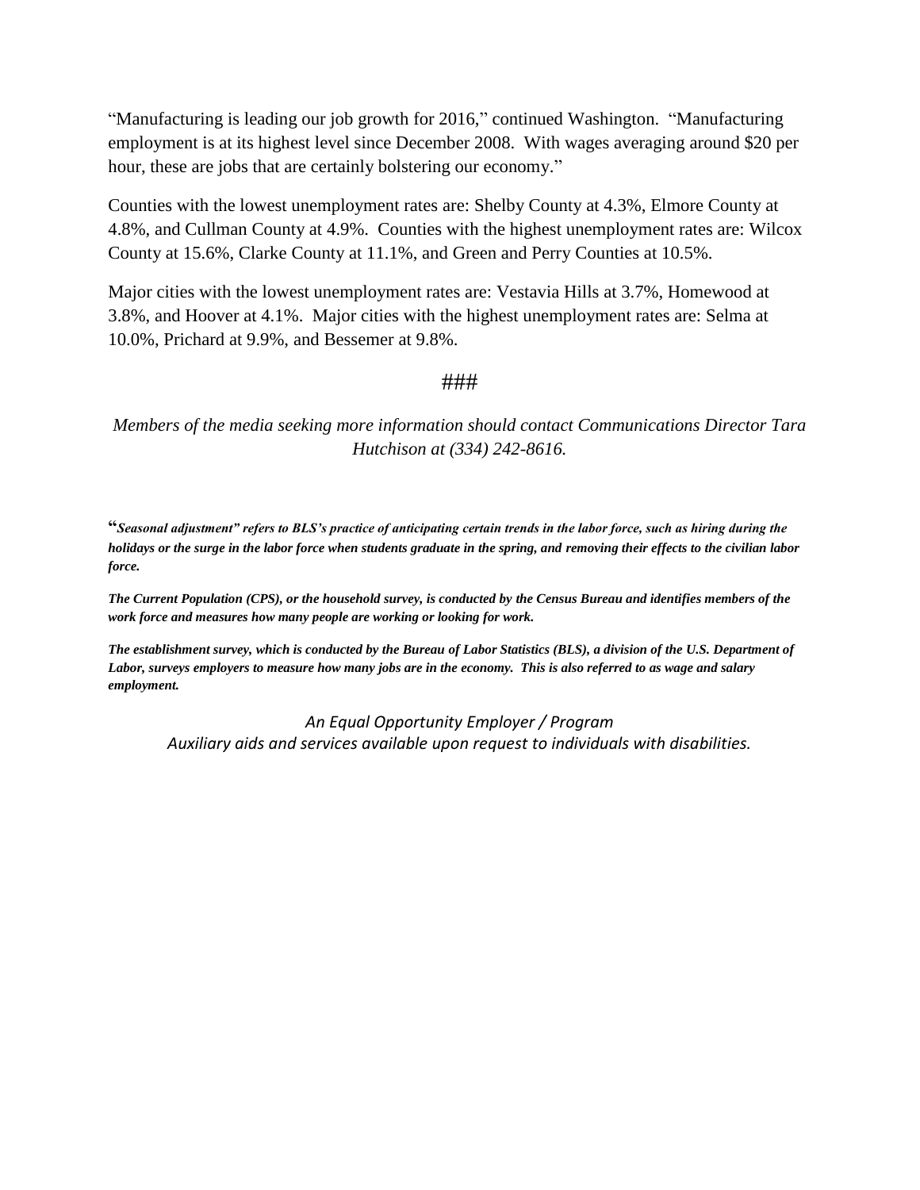"Manufacturing is leading our job growth for 2016," continued Washington. "Manufacturing employment is at its highest level since December 2008. With wages averaging around $20 per hour, these are jobs that are certainly bolstering our economy."

Counties with the lowest unemployment rates are: Shelby County at 4.3%, Elmore County at 4.8%, and Cullman County at 4.9%. Counties with the highest unemployment rates are: Wilcox County at 15.6%, Clarke County at 11.1%, and Green and Perry Counties at 10.5%.

Major cities with the lowest unemployment rates are: Vestavia Hills at 3.7%, Homewood at 3.8%, and Hoover at 4.1%. Major cities with the highest unemployment rates are: Selma at 10.0%, Prichard at 9.9%, and Bessemer at 9.8%.

###

*Members of the media seeking more information should contact Communications Director Tara Hutchison at (334) 242-8616.*

***"Seasonal adjustment" refers to BLS's practice of anticipating certain trends in the labor force, such as hiring during the holidays or the surge in the labor force when students graduate in the spring, and removing their effects to the civilian labor force.***

***The Current Population (CPS), or the household survey, is conducted by the Census Bureau and identifies members of the work force and measures how many people are working or looking for work.***

***The establishment survey, which is conducted by the Bureau of Labor Statistics (BLS), a division of the U.S. Department of Labor, surveys employers to measure how many jobs are in the economy. This is also referred to as wage and salary employment.***

*An Equal Opportunity Employer / Program*
*Auxiliary aids and services available upon request to individuals with disabilities.*